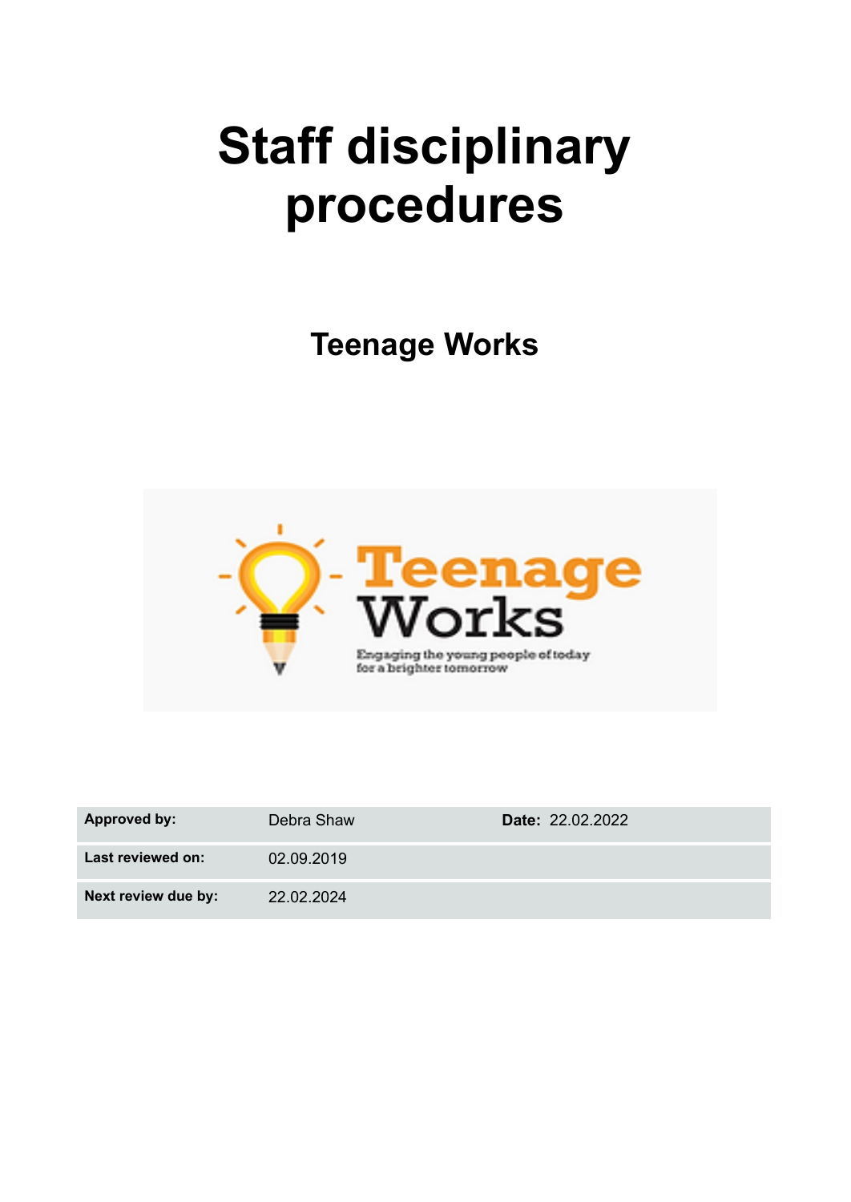# Staff disciplinary procedures

## Teenage Works

| Approved by: | Debra Shaw | Date: 22.02.2022 |
|---|---|---|
| Last reviewed on: | 02.09.2019 | |
| Next review due by: | 22.02.2024 | |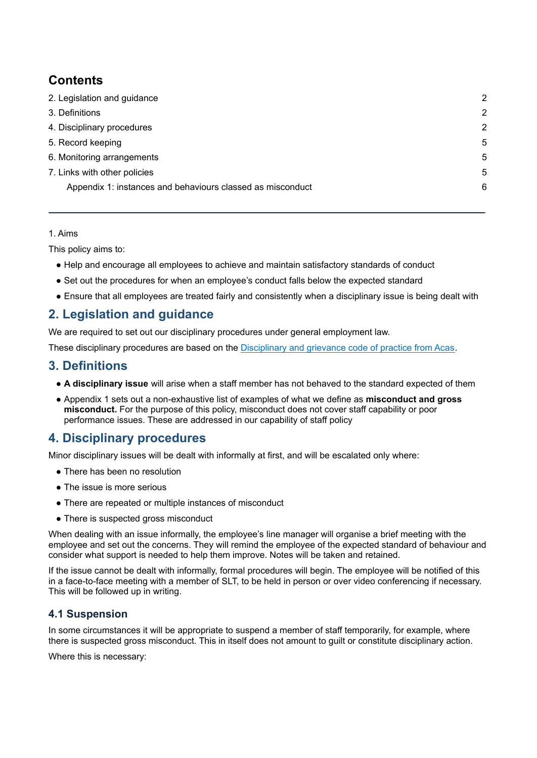## Contents

| | |
|---|---|
| 2. Legislation and guidance | 2 |
| 3. Definitions | 2 |
| 4. Disciplinary procedures | 2 |
| 5. Record keeping | 5 |
| 6. Monitoring arrangements | 5 |
| 7. Links with other policies | 5 |
| Appendix 1: instances and behaviours classed as misconduct | 6 |

---

1. Aims

This policy aims to:

- Help and encourage all employees to achieve and maintain satisfactory standards of conduct
- Set out the procedures for when an employee's conduct falls below the expected standard
- Ensure that all employees are treated fairly and consistently when a disciplinary issue is being dealt with

## 2. Legislation and guidance

We are required to set out our disciplinary procedures under general employment law.

These disciplinary procedures are based on the [Disciplinary and grievance code of practice from Acas](#).

## 3. Definitions

- **A disciplinary issue** will arise when a staff member has not behaved to the standard expected of them
- Appendix 1 sets out a non-exhaustive list of examples of what we define as **misconduct and gross misconduct.** For the purpose of this policy, misconduct does not cover staff capability or poor performance issues. These are addressed in our capability of staff policy

## 4. Disciplinary procedures

Minor disciplinary issues will be dealt with informally at first, and will be escalated only where:

- There has been no resolution
- The issue is more serious
- There are repeated or multiple instances of misconduct
- There is suspected gross misconduct

When dealing with an issue informally, the employee's line manager will organise a brief meeting with the employee and set out the concerns. They will remind the employee of the expected standard of behaviour and consider what support is needed to help them improve. Notes will be taken and retained.

If the issue cannot be dealt with informally, formal procedures will begin. The employee will be notified of this in a face-to-face meeting with a member of SLT, to be held in person or over video conferencing if necessary. This will be followed up in writing.

### 4.1 Suspension

In some circumstances it will be appropriate to suspend a member of staff temporarily, for example, where there is suspected gross misconduct. This in itself does not amount to guilt or constitute disciplinary action.

Where this is necessary: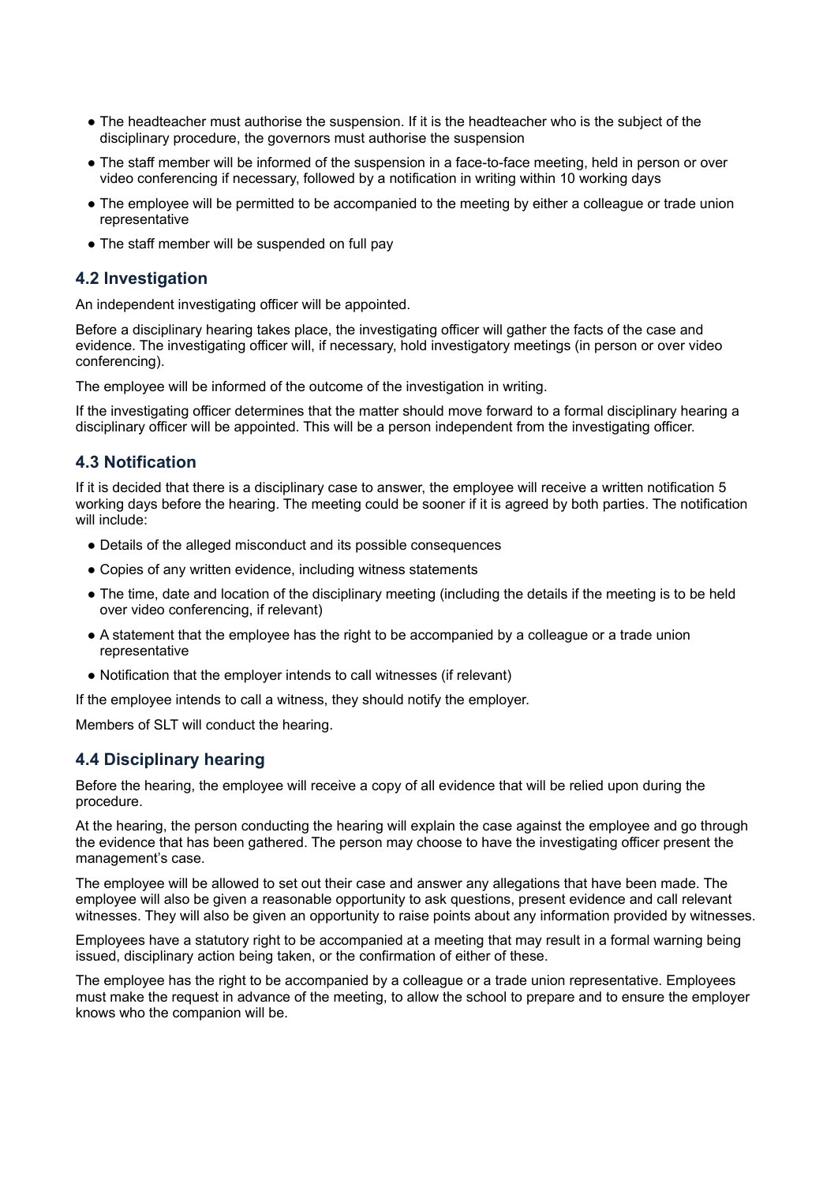- The headteacher must authorise the suspension. If it is the headteacher who is the subject of the disciplinary procedure, the governors must authorise the suspension
- The staff member will be informed of the suspension in a face-to-face meeting, held in person or over video conferencing if necessary, followed by a notification in writing within 10 working days
- The employee will be permitted to be accompanied to the meeting by either a colleague or trade union representative
- The staff member will be suspended on full pay

### 4.2 Investigation

An independent investigating officer will be appointed.

Before a disciplinary hearing takes place, the investigating officer will gather the facts of the case and evidence. The investigating officer will, if necessary, hold investigatory meetings (in person or over video conferencing).

The employee will be informed of the outcome of the investigation in writing.

If the investigating officer determines that the matter should move forward to a formal disciplinary hearing a disciplinary officer will be appointed. This will be a person independent from the investigating officer.

### 4.3 Notification

If it is decided that there is a disciplinary case to answer, the employee will receive a written notification 5 working days before the hearing. The meeting could be sooner if it is agreed by both parties. The notification will include:

- Details of the alleged misconduct and its possible consequences
- Copies of any written evidence, including witness statements
- The time, date and location of the disciplinary meeting (including the details if the meeting is to be held over video conferencing, if relevant)
- A statement that the employee has the right to be accompanied by a colleague or a trade union representative
- Notification that the employer intends to call witnesses (if relevant)

If the employee intends to call a witness, they should notify the employer.

Members of SLT will conduct the hearing.

### 4.4 Disciplinary hearing

Before the hearing, the employee will receive a copy of all evidence that will be relied upon during the procedure.

At the hearing, the person conducting the hearing will explain the case against the employee and go through the evidence that has been gathered. The person may choose to have the investigating officer present the management's case.

The employee will be allowed to set out their case and answer any allegations that have been made. The employee will also be given a reasonable opportunity to ask questions, present evidence and call relevant witnesses. They will also be given an opportunity to raise points about any information provided by witnesses.

Employees have a statutory right to be accompanied at a meeting that may result in a formal warning being issued, disciplinary action being taken, or the confirmation of either of these.

The employee has the right to be accompanied by a colleague or a trade union representative. Employees must make the request in advance of the meeting, to allow the school to prepare and to ensure the employer knows who the companion will be.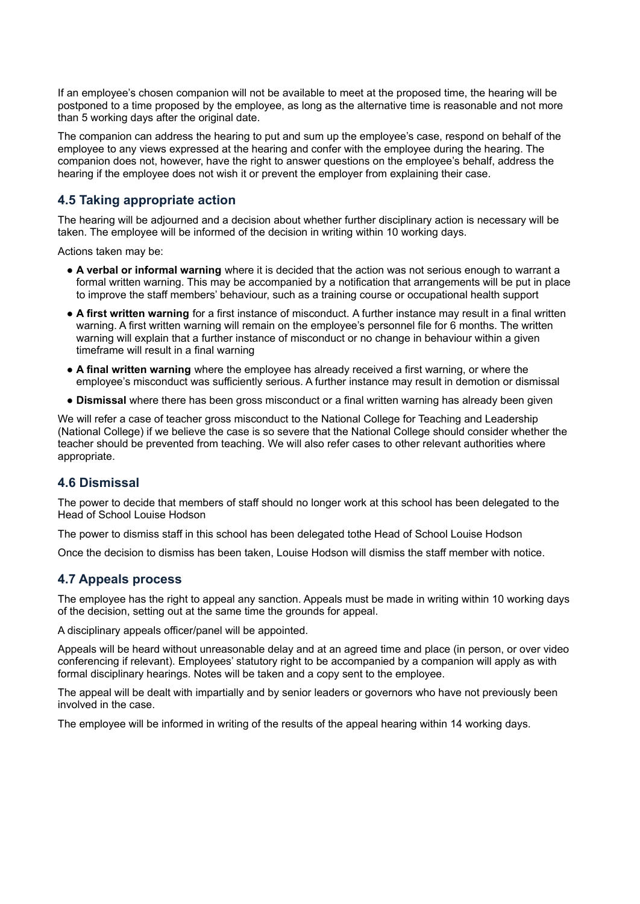If an employee's chosen companion will not be available to meet at the proposed time, the hearing will be postponed to a time proposed by the employee, as long as the alternative time is reasonable and not more than 5 working days after the original date.

The companion can address the hearing to put and sum up the employee's case, respond on behalf of the employee to any views expressed at the hearing and confer with the employee during the hearing. The companion does not, however, have the right to answer questions on the employee's behalf, address the hearing if the employee does not wish it or prevent the employer from explaining their case.

### 4.5 Taking appropriate action

The hearing will be adjourned and a decision about whether further disciplinary action is necessary will be taken. The employee will be informed of the decision in writing within 10 working days.

Actions taken may be:

- **A verbal or informal warning** where it is decided that the action was not serious enough to warrant a formal written warning. This may be accompanied by a notification that arrangements will be put in place to improve the staff members' behaviour, such as a training course or occupational health support
- **A first written warning** for a first instance of misconduct. A further instance may result in a final written warning. A first written warning will remain on the employee's personnel file for 6 months. The written warning will explain that a further instance of misconduct or no change in behaviour within a given timeframe will result in a final warning
- **A final written warning** where the employee has already received a first warning, or where the employee's misconduct was sufficiently serious. A further instance may result in demotion or dismissal
- **Dismissal** where there has been gross misconduct or a final written warning has already been given

We will refer a case of teacher gross misconduct to the National College for Teaching and Leadership (National College) if we believe the case is so severe that the National College should consider whether the teacher should be prevented from teaching. We will also refer cases to other relevant authorities where appropriate.

### 4.6 Dismissal

The power to decide that members of staff should no longer work at this school has been delegated to the Head of School Louise Hodson

The power to dismiss staff in this school has been delegated tothe Head of School Louise Hodson

Once the decision to dismiss has been taken, Louise Hodson will dismiss the staff member with notice.

### 4.7 Appeals process

The employee has the right to appeal any sanction. Appeals must be made in writing within 10 working days of the decision, setting out at the same time the grounds for appeal.

A disciplinary appeals officer/panel will be appointed.

Appeals will be heard without unreasonable delay and at an agreed time and place (in person, or over video conferencing if relevant). Employees' statutory right to be accompanied by a companion will apply as with formal disciplinary hearings. Notes will be taken and a copy sent to the employee.

The appeal will be dealt with impartially and by senior leaders or governors who have not previously been involved in the case.

The employee will be informed in writing of the results of the appeal hearing within 14 working days.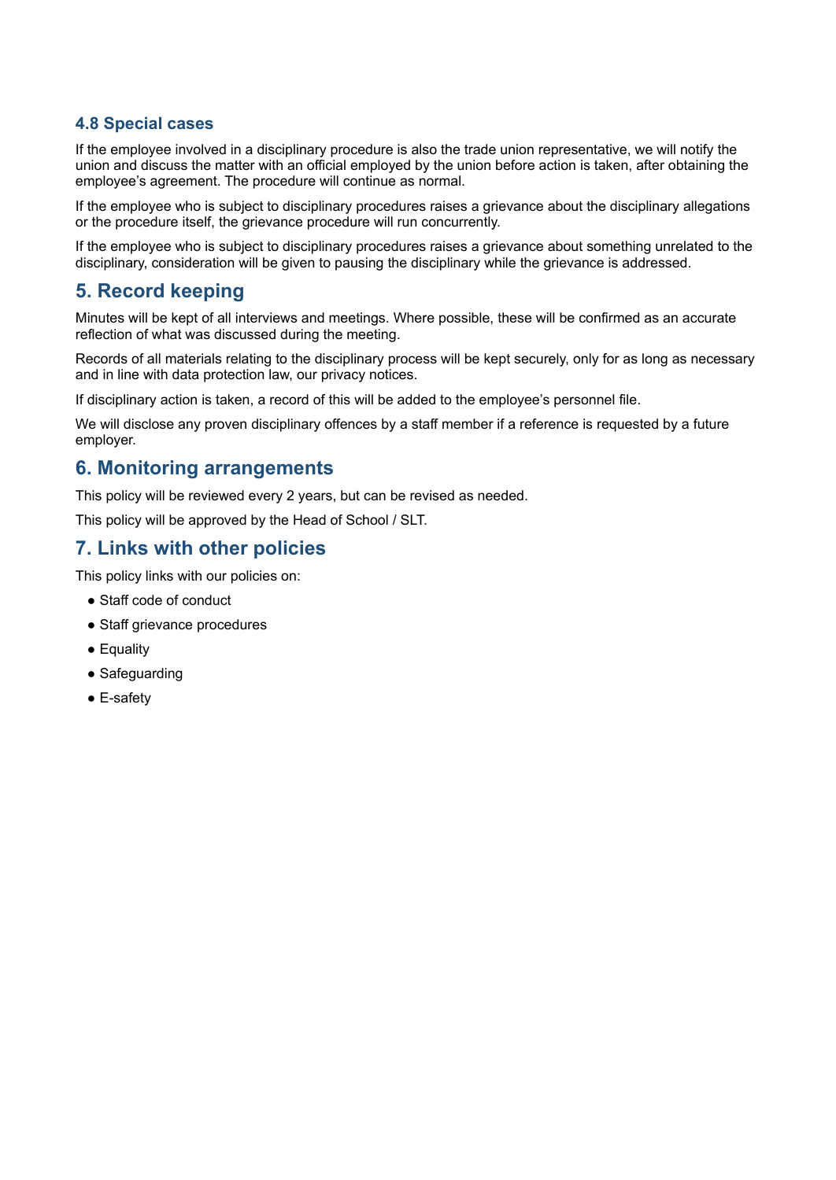### 4.8 Special cases

If the employee involved in a disciplinary procedure is also the trade union representative, we will notify the union and discuss the matter with an official employed by the union before action is taken, after obtaining the employee's agreement. The procedure will continue as normal.

If the employee who is subject to disciplinary procedures raises a grievance about the disciplinary allegations or the procedure itself, the grievance procedure will run concurrently.

If the employee who is subject to disciplinary procedures raises a grievance about something unrelated to the disciplinary, consideration will be given to pausing the disciplinary while the grievance is addressed.

## 5. Record keeping

Minutes will be kept of all interviews and meetings. Where possible, these will be confirmed as an accurate reflection of what was discussed during the meeting.

Records of all materials relating to the disciplinary process will be kept securely, only for as long as necessary and in line with data protection law, our privacy notices.

If disciplinary action is taken, a record of this will be added to the employee's personnel file.

We will disclose any proven disciplinary offences by a staff member if a reference is requested by a future employer.

## 6. Monitoring arrangements

This policy will be reviewed every 2 years, but can be revised as needed.

This policy will be approved by the Head of School / SLT.

## 7. Links with other policies

This policy links with our policies on:

- Staff code of conduct
- Staff grievance procedures
- Equality
- Safeguarding
- E-safety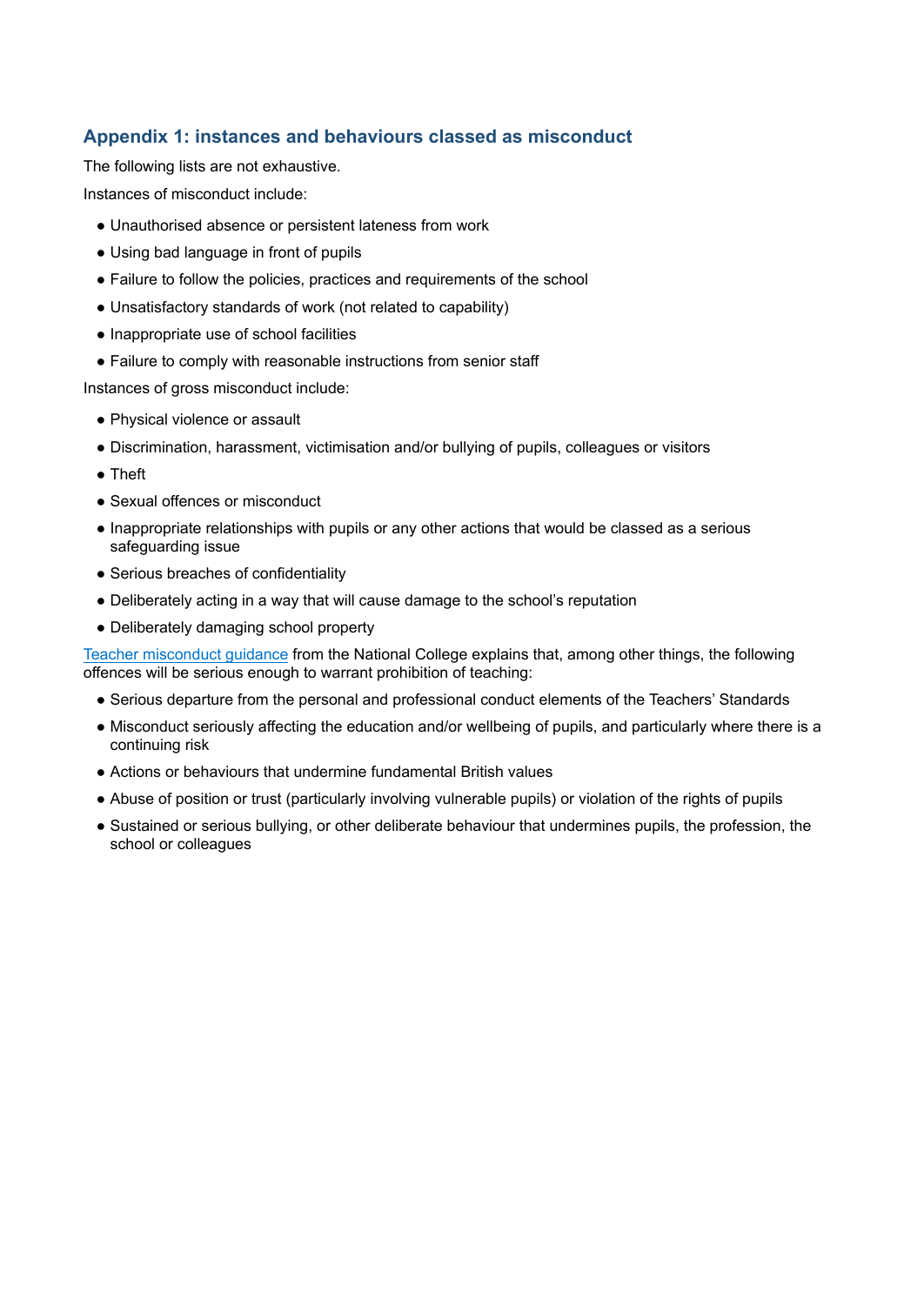## Appendix 1: instances and behaviours classed as misconduct

The following lists are not exhaustive.

Instances of misconduct include:

- Unauthorised absence or persistent lateness from work
- Using bad language in front of pupils
- Failure to follow the policies, practices and requirements of the school
- Unsatisfactory standards of work (not related to capability)
- Inappropriate use of school facilities
- Failure to comply with reasonable instructions from senior staff

Instances of gross misconduct include:

- Physical violence or assault
- Discrimination, harassment, victimisation and/or bullying of pupils, colleagues or visitors
- Theft
- Sexual offences or misconduct
- Inappropriate relationships with pupils or any other actions that would be classed as a serious safeguarding issue
- Serious breaches of confidentiality
- Deliberately acting in a way that will cause damage to the school's reputation
- Deliberately damaging school property

Teacher misconduct guidance from the National College explains that, among other things, the following offences will be serious enough to warrant prohibition of teaching:

- Serious departure from the personal and professional conduct elements of the Teachers' Standards
- Misconduct seriously affecting the education and/or wellbeing of pupils, and particularly where there is a continuing risk
- Actions or behaviours that undermine fundamental British values
- Abuse of position or trust (particularly involving vulnerable pupils) or violation of the rights of pupils
- Sustained or serious bullying, or other deliberate behaviour that undermines pupils, the profession, the school or colleagues